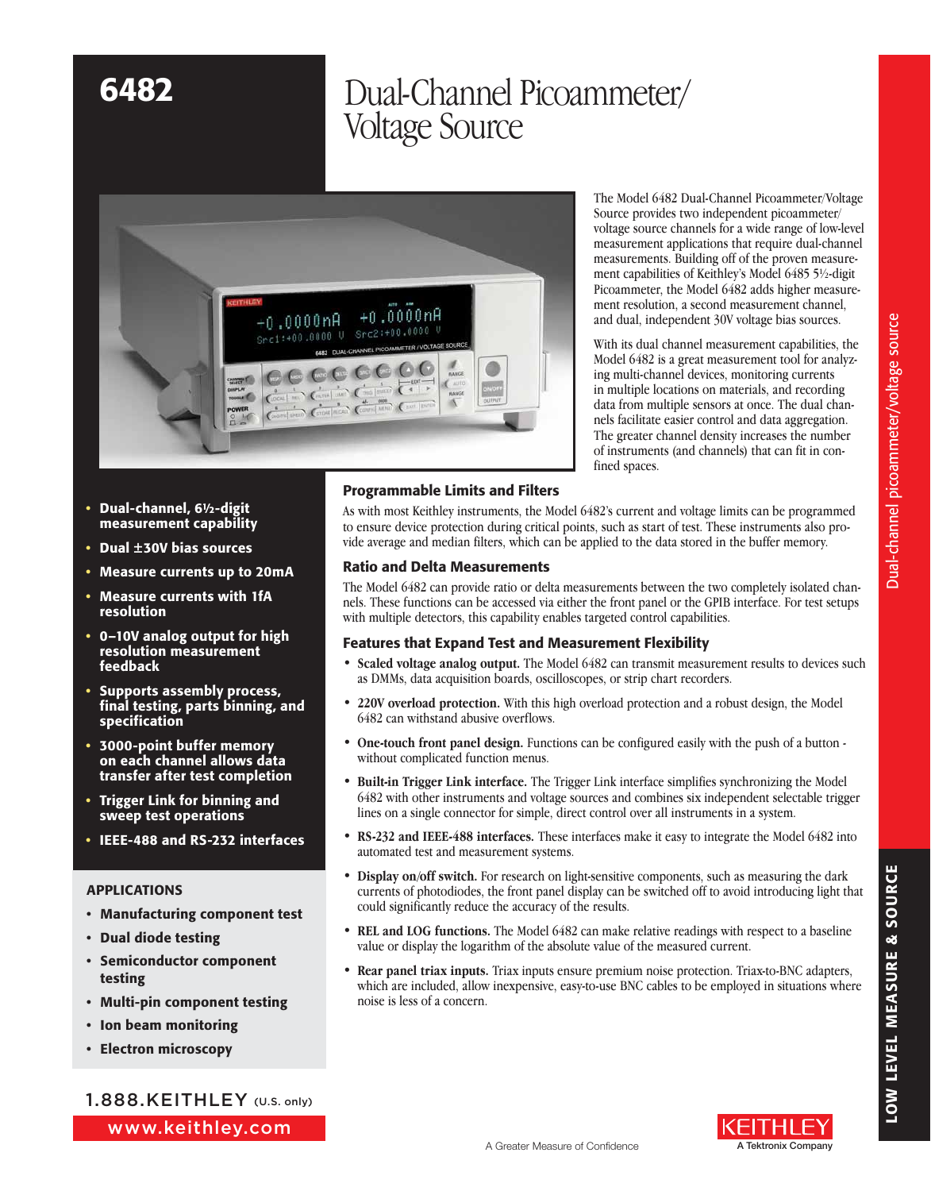# 6482

# Dual-Channel Picoammeter/ Voltage Source

The Model 6482 Dual-Channel Picoammeter/Voltage Source provides two independent picoammeter/voltage source channels for a wide range of low-level measurement applications that require dual-channel measurements. Building off of the proven measurement capabilities of Keithley's Model 6485 5½-digit Picoammeter, the Model 6482 adds higher measurement resolution, a second measurement channel, and dual, independent 30V voltage bias sources.

With its dual channel measurement capabilities, the Model 6482 is a great measurement tool for analyzing multi-channel devices, monitoring currents in multiple locations on materials, and recording data from multiple sensors at once. The dual channels facilitate easier control and data aggregation. The greater channel density increases the number of instruments (and channels) that can fit in confined spaces.

- **Dual-channel, 6½-digit measurement capability**
- **Dual ±30V bias sources**
- **Measure currents up to 20mA**
- **Measure currents with 1fA resolution**
- **0–10V analog output for high resolution measurement feedback**
- **Supports assembly process, final testing, parts binning, and specification**
- **3000-point buffer memory on each channel allows data transfer after test completion**
- **Trigger Link for binning and sweep test operations**
- **IEEE-488 and RS-232 interfaces**

## APPLICATIONS

- **Manufacturing component test**
- **Dual diode testing**
- **Semiconductor component testing**
- **Multi-pin component testing**
- **Ion beam monitoring**
- **Electron microscopy**

## Programmable Limits and Filters

As with most Keithley instruments, the Model 6482's current and voltage limits can be programmed to ensure device protection during critical points, such as start of test. These instruments also provide average and median filters, which can be applied to the data stored in the buffer memory.

## Ratio and Delta Measurements

The Model 6482 can provide ratio or delta measurements between the two completely isolated channels. These functions can be accessed via either the front panel or the GPIB interface. For test setups with multiple detectors, this capability enables targeted control capabilities.

## Features that Expand Test and Measurement Flexibility

- **Scaled voltage analog output.** The Model 6482 can transmit measurement results to devices such as DMMs, data acquisition boards, oscilloscopes, or strip chart recorders.
- **220V overload protection.** With this high overload protection and a robust design, the Model 6482 can withstand abusive overflows.
- **One-touch front panel design.** Functions can be configured easily with the push of a button - without complicated function menus.
- **Built-in Trigger Link interface.** The Trigger Link interface simplifies synchronizing the Model 6482 with other instruments and voltage sources and combines six independent selectable trigger lines on a single connector for simple, direct control over all instruments in a system.
- **RS-232 and IEEE-488 interfaces.** These interfaces make it easy to integrate the Model 6482 into automated test and measurement systems.
- **Display on/off switch.** For research on light-sensitive components, such as measuring the dark currents of photodiodes, the front panel display can be switched off to avoid introducing light that could significantly reduce the accuracy of the results.
- **REL and LOG functions.** The Model 6482 can make relative readings with respect to a baseline value or display the logarithm of the absolute value of the measured current.
- **Rear panel triax inputs.** Triax inputs ensure premium noise protection. Triax-to-BNC adapters, which are included, allow inexpensive, easy-to-use BNC cables to be employed in situations where noise is less of a concern.

1.888.KEITHLEY (U.S. only)

www.keithley.com

A Greater Measure of Confidence

KEITHLEY A Tektronix Company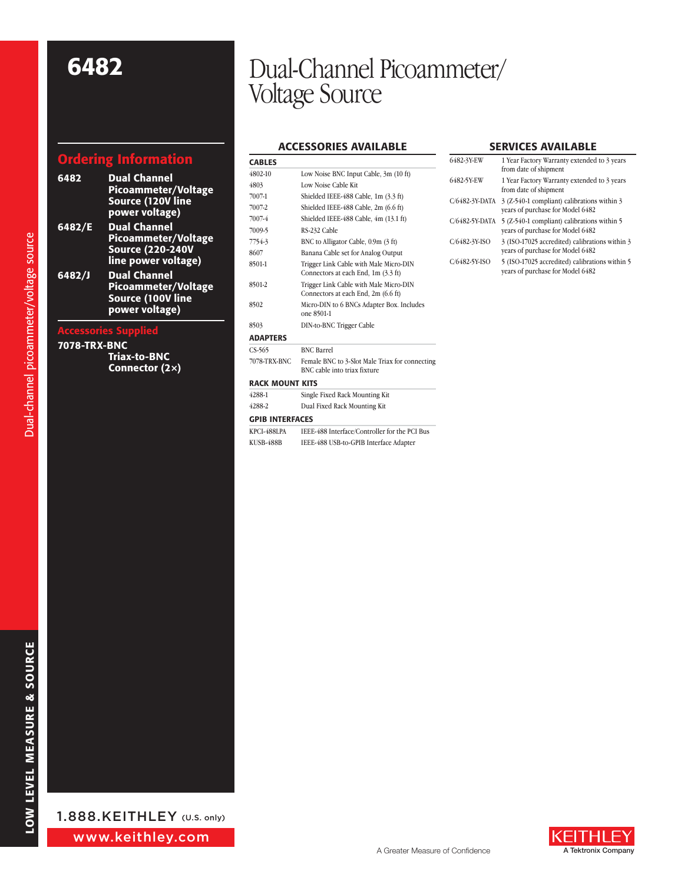# 6482

# Dual-Channel Picoammeter/Voltage Source

## Ordering Information

| | |
|---|---|
| **6482** | **Dual Channel Picoammeter/Voltage Source (120V line power voltage)** |
| **6482/E** | **Dual Channel Picoammeter/Voltage Source (220-240V line power voltage)** |
| **6482/J** | **Dual Channel Picoammeter/Voltage Source (100V line power voltage)** |

## Accessories Supplied

**7078-TRX-BNC** **Triax-to-BNC Connector (2×)**

## ACCESSORIES AVAILABLE

### CABLES

| | |
|---|---|
| 4802-10 | Low Noise BNC Input Cable, 3m (10 ft) |
| 4803 | Low Noise Cable Kit |
| 7007-1 | Shielded IEEE-488 Cable, 1m (3.3 ft) |
| 7007-2 | Shielded IEEE-488 Cable, 2m (6.6 ft) |
| 7007-4 | Shielded IEEE-488 Cable, 4m (13.1 ft) |
| 7009-5 | RS-232 Cable |
| 7754-3 | BNC to Alligator Cable, 0.9m (3 ft) |
| 8607 | Banana Cable set for Analog Output |
| 8501-1 | Trigger Link Cable with Male Micro-DIN Connectors at each End, 1m (3.3 ft) |
| 8501-2 | Trigger Link Cable with Male Micro-DIN Connectors at each End, 2m (6.6 ft) |
| 8502 | Micro-DIN to 6 BNCs Adapter Box. Includes one 8501-1 |
| 8503 | DIN-to-BNC Trigger Cable |

### ADAPTERS

| | |
|---|---|
| CS-565 | BNC Barrel |
| 7078-TRX-BNC | Female BNC to 3-Slot Male Triax for connecting BNC cable into triax fixture |

### RACK MOUNT KITS

| | |
|---|---|
| 4288-1 | Single Fixed Rack Mounting Kit |
| 4288-2 | Dual Fixed Rack Mounting Kit |

### GPIB INTERFACES

| | |
|---|---|
| KPCI-488LPA | IEEE-488 Interface/Controller for the PCI Bus |
| KUSB-488B | IEEE-488 USB-to-GPIB Interface Adapter |

## SERVICES AVAILABLE

| | |
|---|---|
| 6482-3Y-EW | 1 Year Factory Warranty extended to 3 years from date of shipment |
| 6482-5Y-EW | 1 Year Factory Warranty extended to 3 years from date of shipment |
| C/6482-3Y-DATA | 3 (Z-540-1 compliant) calibrations within 3 years of purchase for Model 6482 |
| C/6482-5Y-DATA | 5 (Z-540-1 compliant) calibrations within 5 years of purchase for Model 6482 |
| C/6482-3Y-ISO | 3 (ISO-17025 accredited) calibrations within 3 years of purchase for Model 6482 |
| C/6482-5Y-ISO | 5 (ISO-17025 accredited) calibrations within 5 years of purchase for Model 6482 |

1.888.KEITHLEY (U.S. only)

www.keithley.com

A Greater Measure of Confidence

KEITHLEY A Tektronix Company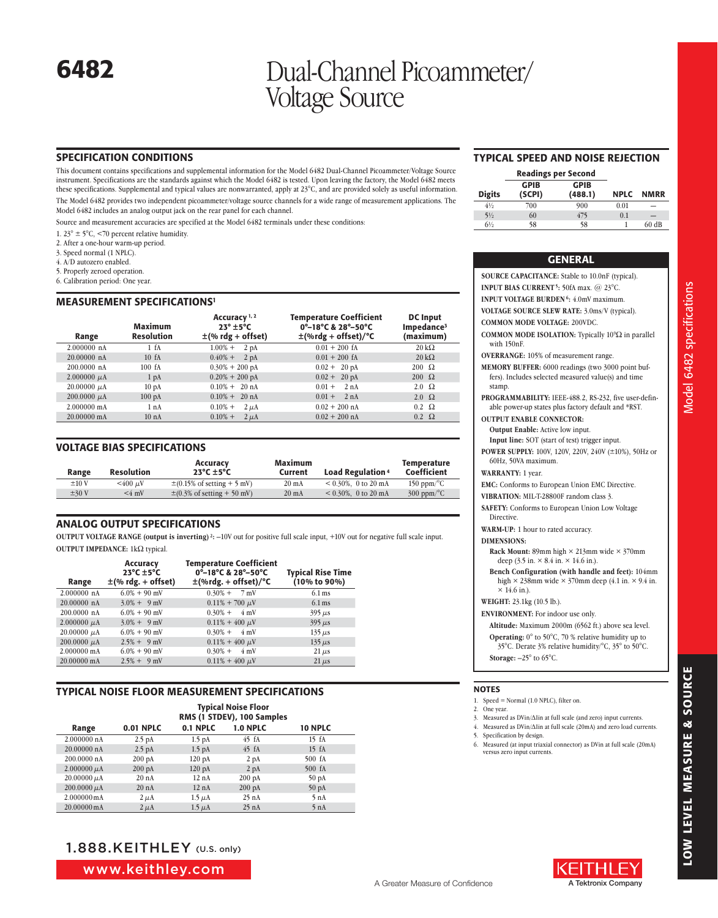# 6482

# Dual-Channel Picoammeter/ Voltage Source

## SPECIFICATION CONDITIONS

This document contains specifications and supplemental information for the Model 6482 Dual-Channel Picoammeter/Voltage Source instrument. Specifications are the standards against which the Model 6482 is tested. Upon leaving the factory, the Model 6482 meets these specifications. Supplemental and typical values are nonwarranted, apply at 23°C, and are provided solely as useful information.

The Model 6482 provides two independent picoammeter/voltage source channels for a wide range of measurement applications. The Model 6482 includes an analog output jack on the rear panel for each channel.

Source and measurement accuracies are specified at the Model 6482 terminals under these conditions:

1. 23° ± 5°C, <70 percent relative humidity.
2. After a one-hour warm-up period.
3. Speed normal (1 NPLC).
4. A/D autozero enabled.
5. Properly zeroed operation.
6. Calibration period: One year.

## MEASUREMENT SPECIFICATIONS[1]

| Range | Maximum Resolution | Accuracy [1, 2] 23° ±5°C ±(% rdg + offset) | Temperature Coefficient 0°–18°C & 28°–50°C ±(%rdg + offset)/°C | DC Input Impedance[3] (maximum) |
|---|---|---|---|---|
| 2.000000 nA | 1 fA | 1.00% + 2 pA | 0.01 + 200 fA | 20 kΩ |
| 20.00000 nA | 10 fA | 0.40% + 2 pA | 0.01 + 200 fA | 20 kΩ |
| 200.0000 nA | 100 fA | 0.30% + 200 pA | 0.02 + 20 pA | 200 Ω |
| 2.000000 µA | 1 pA | 0.20% + 200 pA | 0.02 + 20 pA | 200 Ω |
| 20.00000 µA | 10 pA | 0.10% + 20 nA | 0.01 + 2 nA | 2.0 Ω |
| 200.0000 µA | 100 pA | 0.10% + 20 nA | 0.01 + 2 nA | 2.0 Ω |
| 2.000000 mA | 1 nA | 0.10% + 2 µA | 0.02 + 200 nA | 0.2 Ω |
| 20.00000 mA | 10 nA | 0.10% + 2 µA | 0.02 + 200 nA | 0.2 Ω |

## VOLTAGE BIAS SPECIFICATIONS

| Range | Resolution | Accuracy 23°C ±5°C | Maximum Current | Load Regulation[4] | Temperature Coefficient |
|---|---|---|---|---|---|
| ±10 V | <400 µV | ±(0.15% of setting + 5 mV) | 20 mA | < 0.30%, 0 to 20 mA | 150 ppm/°C |
| ±30 V | <4 mV | ±(0.3% of setting + 50 mV) | 20 mA | < 0.30%, 0 to 20 mA | 300 ppm/°C |

## ANALOG OUTPUT SPECIFICATIONS

**OUTPUT VOLTAGE RANGE (output is inverting)[2]:** –10V out for positive full scale input, +10V out for negative full scale input.

**OUTPUT IMPEDANCE:** 1kΩ typical.

| Range | Accuracy 23°C ±5°C ±(% rdg. + offset) | Temperature Coefficient 0°–18°C & 28°–50°C ±(%rdg. + offset)/°C | Typical Rise Time (10% to 90%) |
|---|---|---|---|
| 2.000000 nA | 6.0% + 90 mV | 0.30% + 7 mV | 6.1 ms |
| 20.00000 nA | 3.0% + 9 mV | 0.11% + 700 µV | 6.1 ms |
| 200.0000 nA | 6.0% + 90 mV | 0.30% + 4 mV | 395 µs |
| 2.000000 µA | 3.0% + 9 mV | 0.11% + 400 µV | 395 µs |
| 20.00000 µA | 6.0% + 90 mV | 0.30% + 4 mV | 135 µs |
| 200.0000 µA | 2.5% + 9 mV | 0.11% + 400 µV | 135 µs |
| 2.000000 mA | 6.0% + 90 mV | 0.30% + 4 mV | 21 µs |
| 20.00000 mA | 2.5% + 9 mV | 0.11% + 400 µV | 21 µs |

## TYPICAL NOISE FLOOR MEASUREMENT SPECIFICATIONS

| Range | Typical Noise Floor RMS (1 STDEV), 100 Samples | | | |
|---|---|---|---|---|
| | 0.01 NPLC | 0.1 NPLC | 1.0 NPLC | 10 NPLC |
| 2.000000 nA | 2.5 pA | 1.5 pA | 45 fA | 15 fA |
| 20.00000 nA | 2.5 pA | 1.5 pA | 45 fA | 15 fA |
| 200.0000 nA | 200 pA | 120 pA | 2 pA | 500 fA |
| 2.000000 µA | 200 pA | 120 pA | 2 pA | 500 fA |
| 20.00000 µA | 20 nA | 12 nA | 200 pA | 50 pA |
| 200.0000 µA | 20 nA | 12 nA | 200 pA | 50 pA |
| 2.000000mA | 2 µA | 1.5 µA | 25 nA | 5 nA |
| 20.00000mA | 2 µA | 1.5 µA | 25 nA | 5 nA |

## TYPICAL SPEED AND NOISE REJECTION

| Digits | Readings per Second GPIB (SCPI) | GPIB (488.1) | NPLC | NMRR |
|---|---|---|---|---|
| 4½ | 700 | 900 | 0.01 | — |
| 5½ | 60 | 475 | 0.1 | — |
| 6½ | 58 | 58 | 1 | 60 dB |

## GENERAL

**SOURCE CAPACITANCE:** Stable to 10.0nF (typical).

**INPUT BIAS CURRENT[5]:** 50fA max. @ 23°C.

**INPUT VOLTAGE BURDEN[6]:** 4.0mV maximum.

**VOLTAGE SOURCE SLEW RATE:** 3.0ms/V (typical).

**COMMON MODE VOLTAGE:** 200VDC.

**COMMON MODE ISOLATION:** Typically $10^{9}$Ω in parallel with 150nF.

**OVERRANGE:** 105% of measurement range.

**MEMORY BUFFER:** 6000 readings (two 3000 point buffers). Includes selected measured value(s) and time stamp.

**PROGRAMMABILITY:** IEEE-488.2, RS-232, five user-definable power-up states plus factory default and *RST.

**OUTPUT ENABLE CONNECTOR:**

**Output Enable:** Active low input.

**Input line:** SOT (start of test) trigger input.

**POWER SUPPLY:** 100V, 120V, 220V, 240V (±10%), 50Hz or 60Hz, 50VA maximum.

**WARRANTY:** 1 year.

**EMC:** Conforms to European Union EMC Directive.

**VIBRATION:** MIL-T-28800F random class 3.

**SAFETY:** Conforms to European Union Low Voltage Directive.

**WARM-UP:** 1 hour to rated accuracy.

**DIMENSIONS:**

**Rack Mount:** 89mm high × 213mm wide × 370mm deep (3.5 in. × 8.4 in. × 14.6 in.).

**Bench Configuration (with handle and feet):** 104mm high × 238mm wide × 370mm deep (4.1 in. × 9.4 in. × 14.6 in.).

**WEIGHT:** 23.1kg (10.5 lb.).

**ENVIRONMENT:** For indoor use only.

**Altitude:** Maximum 2000m (6562 ft.) above sea level.

**Operating:** 0° to 50°C, 70 % relative humidity up to 35°C. Derate 3% relative humidity/°C, 35° to 50°C.

**Storage:** –25° to 65°C.

## NOTES

1. Speed = Normal (1.0 NPLC), filter on.
2. One year.
3. Measured as DVin/ΔIin at full scale (and zero) input currents.
4. Measured as DVin/ΔIin at full scale (20mA) and zero load currents.
5. Specification by design.
6. Measured (at input triaxial connector) as DVin at full scale (20mA) versus zero input currents.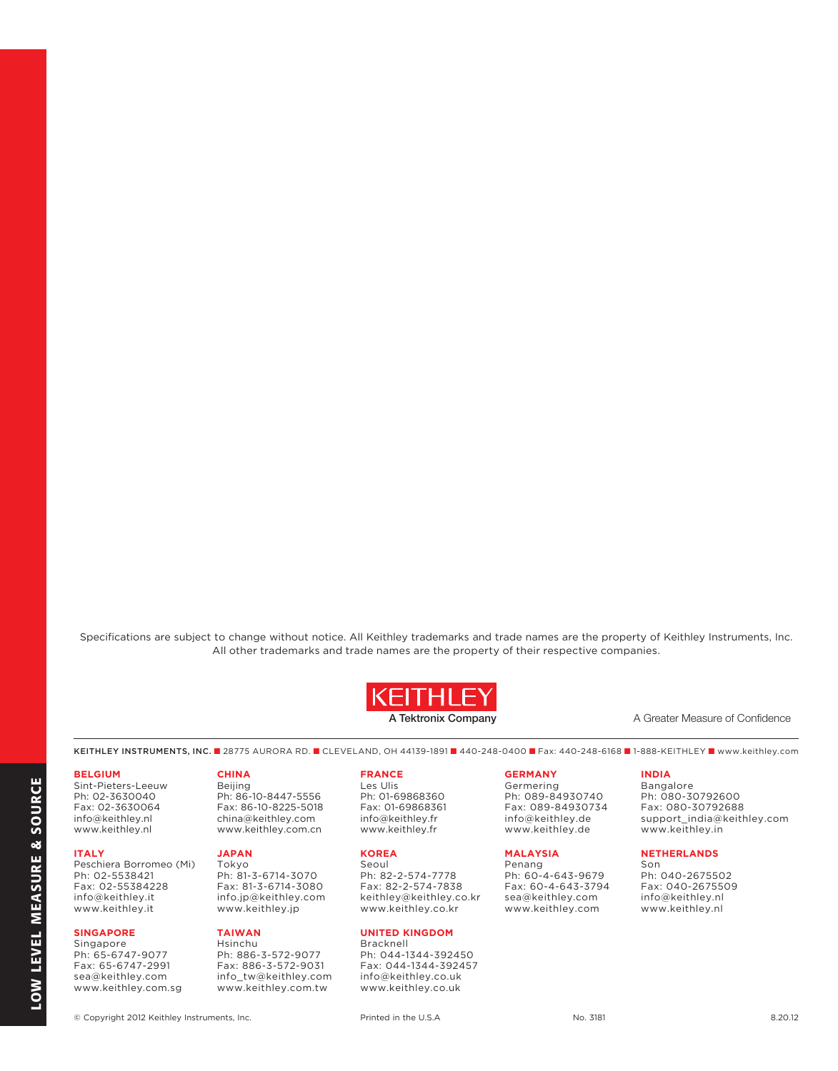Specifications are subject to change without notice. All Keithley trademarks and trade names are the property of Keithley Instruments, Inc. All other trademarks and trade names are the property of their respective companies.

KEITHLEY
A Tektronix Company

A Greater Measure of Confidence

**KEITHLEY INSTRUMENTS, INC.** ■ 28775 AURORA RD. ■ CLEVELAND, OH 44139-1891 ■ 440-248-0400 ■ Fax: 440-248-6168 ■ 1-888-KEITHLEY ■ www.keithley.com

**BELGIUM**
Sint-Pieters-Leeuw
Ph: 02-3630040
Fax: 02-3630064
info@keithley.nl
www.keithley.nl

**CHINA**
Beijing
Ph: 86-10-8447-5556
Fax: 86-10-8225-5018
china@keithley.com
www.keithley.com.cn

**FRANCE**
Les Ulis
Ph: 01-69868360
Fax: 01-69868361
info@keithley.fr
www.keithley.fr

**GERMANY**
Germering
Ph: 089-84930740
Fax: 089-84930734
info@keithley.de
www.keithley.de

**INDIA**
Bangalore
Ph: 080-30792600
Fax: 080-30792688
support_india@keithley.com
www.keithley.in

**ITALY**
Peschiera Borromeo (Mi)
Ph: 02-5538421
Fax: 02-55384228
info@keithley.it
www.keithley.it

**JAPAN**
Tokyo
Ph: 81-3-6714-3070
Fax: 81-3-6714-3080
info.jp@keithley.com
www.keithley.jp

**KOREA**
Seoul
Ph: 82-2-574-7778
Fax: 82-2-574-7838
keithley@keithley.co.kr
www.keithley.co.kr

**MALAYSIA**
Penang
Ph: 60-4-643-9679
Fax: 60-4-643-3794
sea@keithley.com
www.keithley.com

**NETHERLANDS**
Son
Ph: 040-2675502
Fax: 040-2675509
info@keithley.nl
www.keithley.nl

**SINGAPORE**
Singapore
Ph: 65-6747-9077
Fax: 65-6747-2991
sea@keithley.com
www.keithley.com.sg

**TAIWAN**
Hsinchu
Ph: 886-3-572-9077
Fax: 886-3-572-9031
info_tw@keithley.com
www.keithley.com.tw

**UNITED KINGDOM**
Bracknell
Ph: 044-1344-392450
Fax: 044-1344-392457
info@keithley.co.uk
www.keithley.co.uk

© Copyright 2012 Keithley Instruments, Inc. Printed in the U.S.A No. 3181 8.20.12